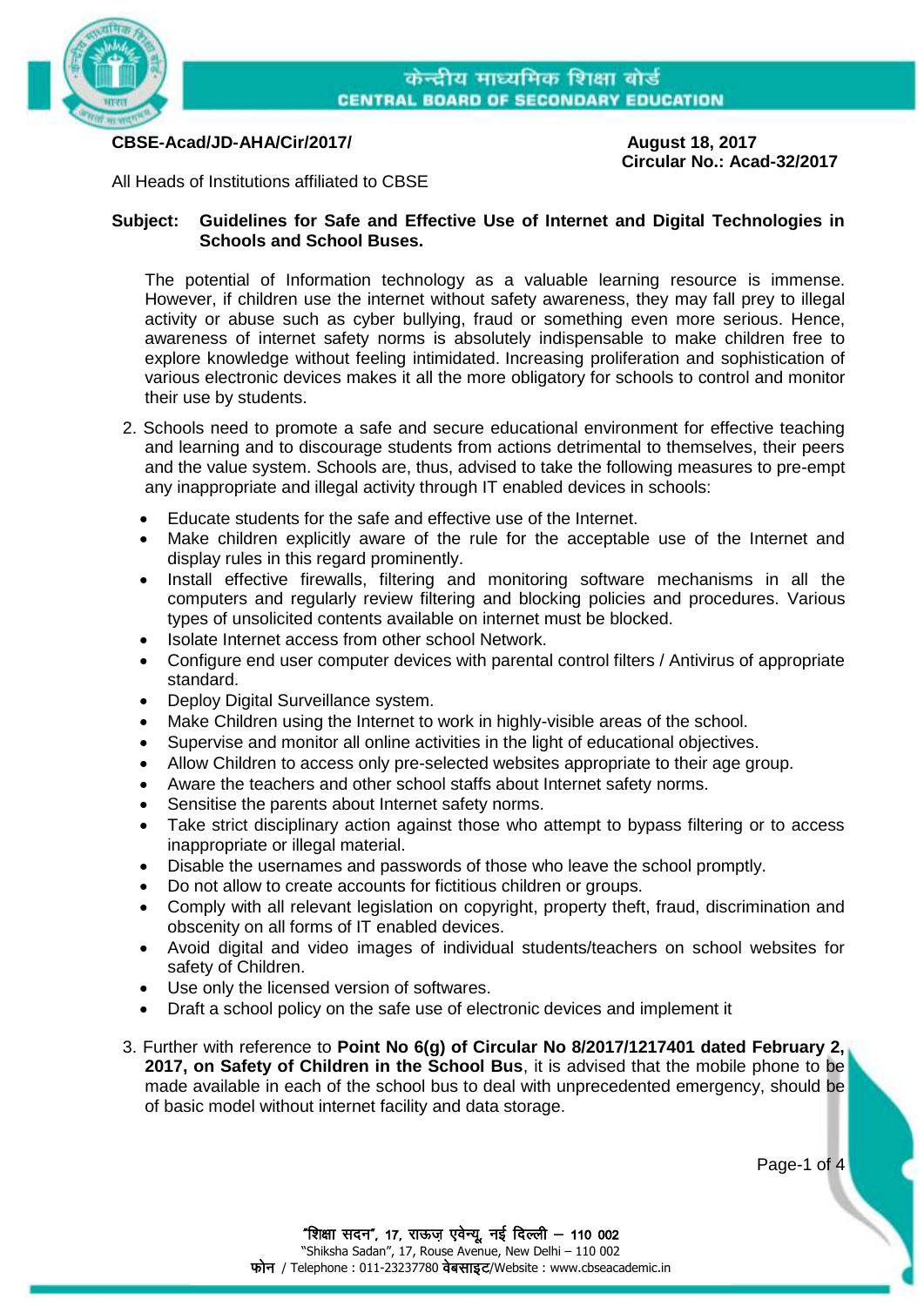केन्द्रीय माध्यमिक शिक्षा बोर्ड
**CENTRAL BOARD OF SECONDARY EDUCATION**

**CBSE-Acad/JD-AHA/Cir/2017/** **August 18, 2017**
**Circular No.: Acad-32/2017**

All Heads of Institutions affiliated to CBSE

**Subject: Guidelines for Safe and Effective Use of Internet and Digital Technologies in Schools and School Buses.**

The potential of Information technology as a valuable learning resource is immense. However, if children use the internet without safety awareness, they may fall prey to illegal activity or abuse such as cyber bullying, fraud or something even more serious. Hence, awareness of internet safety norms is absolutely indispensable to make children free to explore knowledge without feeling intimidated. Increasing proliferation and sophistication of various electronic devices makes it all the more obligatory for schools to control and monitor their use by students.

2. Schools need to promote a safe and secure educational environment for effective teaching and learning and to discourage students from actions detrimental to themselves, their peers and the value system. Schools are, thus, advised to take the following measures to pre-empt any inappropriate and illegal activity through IT enabled devices in schools:

- Educate students for the safe and effective use of the Internet.
- Make children explicitly aware of the rule for the acceptable use of the Internet and display rules in this regard prominently.
- Install effective firewalls, filtering and monitoring software mechanisms in all the computers and regularly review filtering and blocking policies and procedures. Various types of unsolicited contents available on internet must be blocked.
- Isolate Internet access from other school Network.
- Configure end user computer devices with parental control filters / Antivirus of appropriate standard.
- Deploy Digital Surveillance system.
- Make Children using the Internet to work in highly-visible areas of the school.
- Supervise and monitor all online activities in the light of educational objectives.
- Allow Children to access only pre-selected websites appropriate to their age group.
- Aware the teachers and other school staffs about Internet safety norms.
- Sensitise the parents about Internet safety norms.
- Take strict disciplinary action against those who attempt to bypass filtering or to access inappropriate or illegal material.
- Disable the usernames and passwords of those who leave the school promptly.
- Do not allow to create accounts for fictitious children or groups.
- Comply with all relevant legislation on copyright, property theft, fraud, discrimination and obscenity on all forms of IT enabled devices.
- Avoid digital and video images of individual students/teachers on school websites for safety of Children.
- Use only the licensed version of softwares.
- Draft a school policy on the safe use of electronic devices and implement it

3. Further with reference to **Point No 6(g) of Circular No 8/2017/1217401 dated February 2, 2017, on Safety of Children in the School Bus**, it is advised that the mobile phone to be made available in each of the school bus to deal with unprecedented emergency, should be of basic model without internet facility and data storage.

"शिक्षा सदन", 17, राऊज़ एवेन्यू, नई दिल्ली – 110 002
"Shiksha Sadan", 17, Rouse Avenue, New Delhi – 110 002
फोन / Telephone : 011-23237780 वेबसाइट/Website : www.cbseacademic.in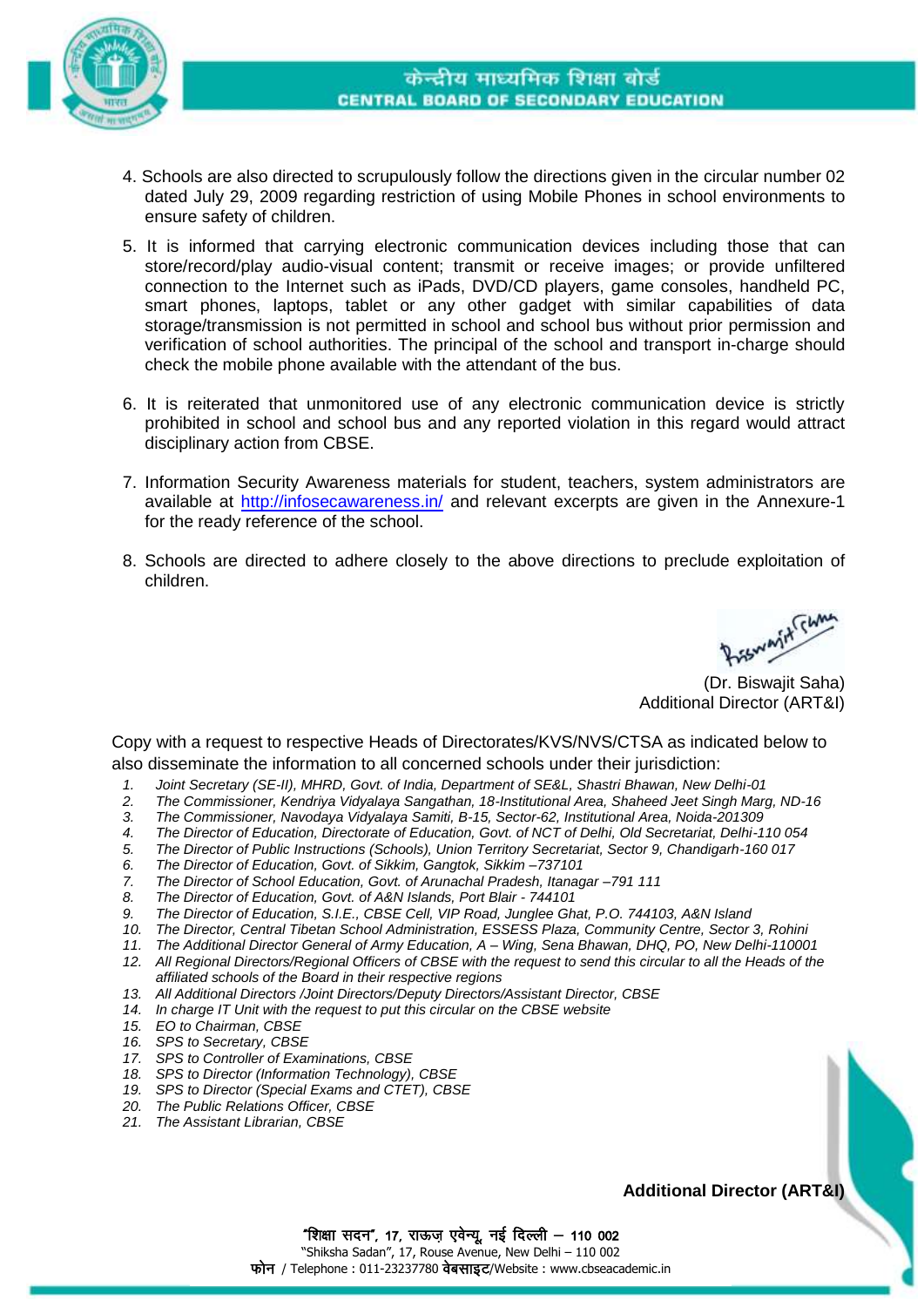4. Schools are also directed to scrupulously follow the directions given in the circular number 02 dated July 29, 2009 regarding restriction of using Mobile Phones in school environments to ensure safety of children.

5. It is informed that carrying electronic communication devices including those that can store/record/play audio-visual content; transmit or receive images; or provide unfiltered connection to the Internet such as iPads, DVD/CD players, game consoles, handheld PC, smart phones, laptops, tablet or any other gadget with similar capabilities of data storage/transmission is not permitted in school and school bus without prior permission and verification of school authorities. The principal of the school and transport in-charge should check the mobile phone available with the attendant of the bus.

6. It is reiterated that unmonitored use of any electronic communication device is strictly prohibited in school and school bus and any reported violation in this regard would attract disciplinary action from CBSE.

7. Information Security Awareness materials for student, teachers, system administrators are available at http://infosecawareness.in/ and relevant excerpts are given in the Annexure-1 for the ready reference of the school.

8. Schools are directed to adhere closely to the above directions to preclude exploitation of children.

(Dr. Biswajit Saha)
Additional Director (ART&I)

Copy with a request to respective Heads of Directorates/KVS/NVS/CTSA as indicated below to also disseminate the information to all concerned schools under their jurisdiction:

1. *Joint Secretary (SE-II), MHRD, Govt. of India, Department of SE&L, Shastri Bhawan, New Delhi-01*
2. *The Commissioner, Kendriya Vidyalaya Sangathan, 18-Institutional Area, Shaheed Jeet Singh Marg, ND-16*
3. *The Commissioner, Navodaya Vidyalaya Samiti, B-15, Sector-62, Institutional Area, Noida-201309*
4. *The Director of Education, Directorate of Education, Govt. of NCT of Delhi, Old Secretariat, Delhi-110 054*
5. *The Director of Public Instructions (Schools), Union Territory Secretariat, Sector 9, Chandigarh-160 017*
6. *The Director of Education, Govt. of Sikkim, Gangtok, Sikkim –737101*
7. *The Director of School Education, Govt. of Arunachal Pradesh, Itanagar –791 111*
8. *The Director of Education, Govt. of A&N Islands, Port Blair - 744101*
9. *The Director of Education, S.I.E., CBSE Cell, VIP Road, Junglee Ghat, P.O. 744103, A&N Island*
10. *The Director, Central Tibetan School Administration, ESSESS Plaza, Community Centre, Sector 3, Rohini*
11. *The Additional Director General of Army Education, A – Wing, Sena Bhawan, DHQ, PO, New Delhi-110001*
12. *All Regional Directors/Regional Officers of CBSE with the request to send this circular to all the Heads of the affiliated schools of the Board in their respective regions*
13. *All Additional Directors /Joint Directors/Deputy Directors/Assistant Director, CBSE*
14. *In charge IT Unit with the request to put this circular on the CBSE website*
15. *EO to Chairman, CBSE*
16. *SPS to Secretary, CBSE*
17. *SPS to Controller of Examinations, CBSE*
18. *SPS to Director (Information Technology), CBSE*
19. *SPS to Director (Special Exams and CTET), CBSE*
20. *The Public Relations Officer, CBSE*
21. *The Assistant Librarian, CBSE*

**Additional Director (ART&I)**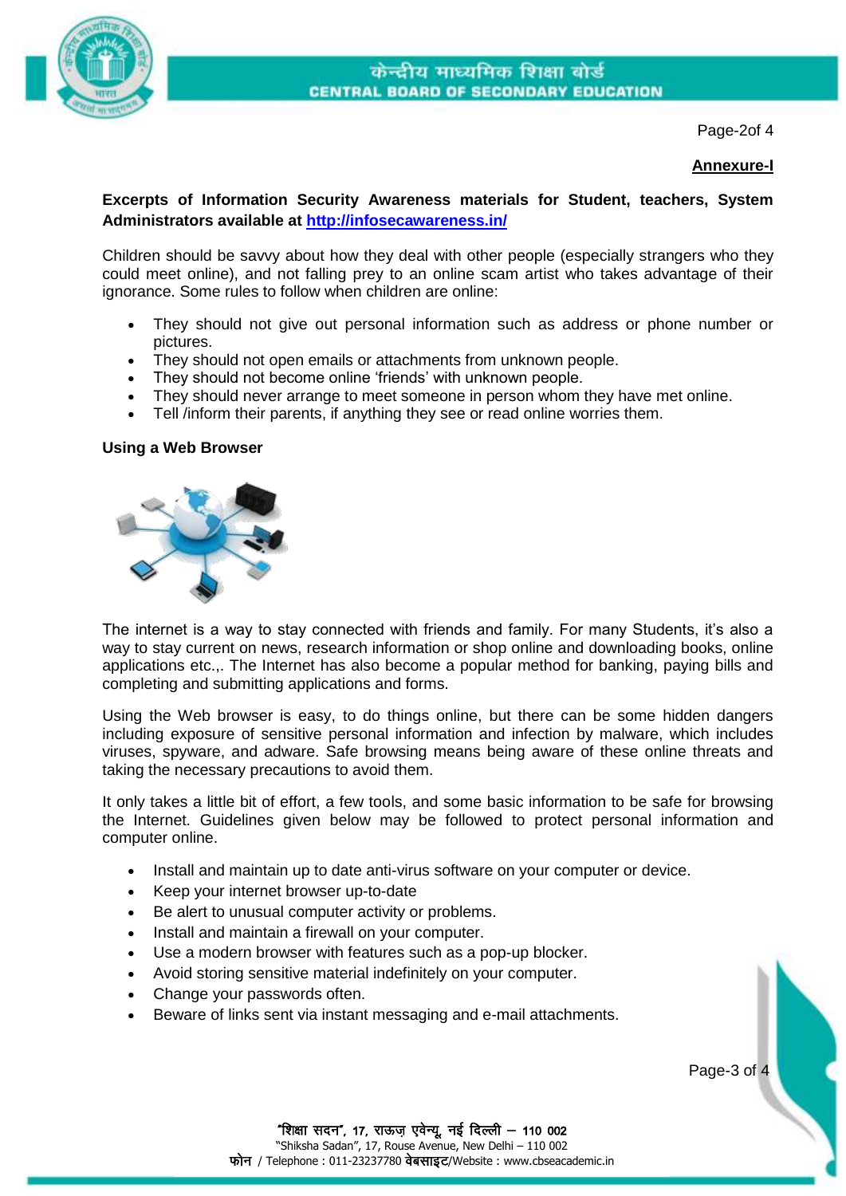**Annexure-I**

**Excerpts of Information Security Awareness materials for Student, teachers, System Administrators available at [http://infosecawareness.in/](http://infosecawareness.in/)**

Children should be savvy about how they deal with other people (especially strangers who they could meet online), and not falling prey to an online scam artist who takes advantage of their ignorance. Some rules to follow when children are online:

- They should not give out personal information such as address or phone number or pictures.
- They should not open emails or attachments from unknown people.
- They should not become online 'friends' with unknown people.
- They should never arrange to meet someone in person whom they have met online.
- Tell /inform their parents, if anything they see or read online worries them.

**Using a Web Browser**

The internet is a way to stay connected with friends and family. For many Students, it's also a way to stay current on news, research information or shop online and downloading books, online applications etc.,. The Internet has also become a popular method for banking, paying bills and completing and submitting applications and forms.

Using the Web browser is easy, to do things online, but there can be some hidden dangers including exposure of sensitive personal information and infection by malware, which includes viruses, spyware, and adware. Safe browsing means being aware of these online threats and taking the necessary precautions to avoid them.

It only takes a little bit of effort, a few tools, and some basic information to be safe for browsing the Internet. Guidelines given below may be followed to protect personal information and computer online.

- Install and maintain up to date anti-virus software on your computer or device.
- Keep your internet browser up-to-date
- Be alert to unusual computer activity or problems.
- Install and maintain a firewall on your computer.
- Use a modern browser with features such as a pop-up blocker.
- Avoid storing sensitive material indefinitely on your computer.
- Change your passwords often.
- Beware of links sent via instant messaging and e-mail attachments.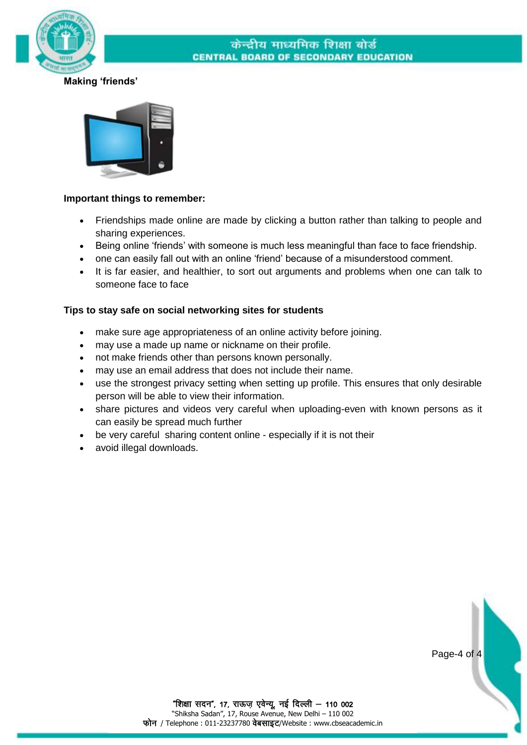**Making 'friends'**

**Important things to remember:**

- Friendships made online are made by clicking a button rather than talking to people and sharing experiences.
- Being online 'friends' with someone is much less meaningful than face to face friendship.
- one can easily fall out with an online 'friend' because of a misunderstood comment.
- It is far easier, and healthier, to sort out arguments and problems when one can talk to someone face to face

**Tips to stay safe on social networking sites for students**

- make sure age appropriateness of an online activity before joining.
- may use a made up name or nickname on their profile.
- not make friends other than persons known personally.
- may use an email address that does not include their name.
- use the strongest privacy setting when setting up profile. This ensures that only desirable person will be able to view their information.
- share pictures and videos very careful when uploading-even with known persons as it can easily be spread much further
- be very careful sharing content online - especially if it is not their
- avoid illegal downloads.